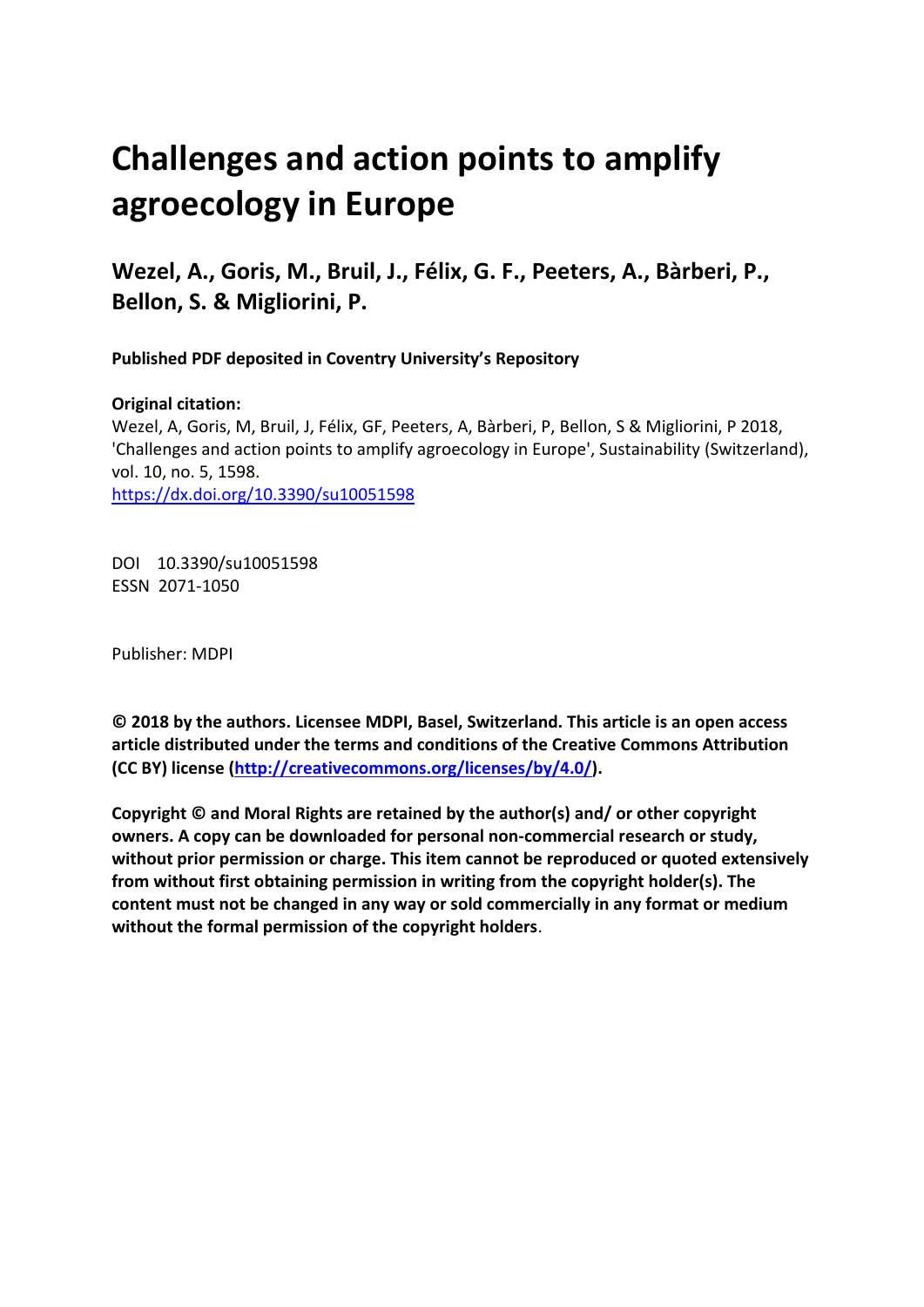# Challenges and action points to amplify agroecology in Europe

## Wezel, A., Goris, M., Bruil, J., Félix, G. F., Peeters, A., Bàrberi, P., Bellon, S. & Migliorini, P.

**Published PDF deposited in Coventry University's Repository**

**Original citation:**
Wezel, A, Goris, M, Bruil, J, Félix, GF, Peeters, A, Bàrberi, P, Bellon, S & Migliorini, P 2018, 'Challenges and action points to amplify agroecology in Europe', Sustainability (Switzerland), vol. 10, no. 5, 1598.
https://dx.doi.org/10.3390/su10051598

DOI 10.3390/su10051598
ESSN 2071-1050

Publisher: MDPI

**© 2018 by the authors. Licensee MDPI, Basel, Switzerland. This article is an open access article distributed under the terms and conditions of the Creative Commons Attribution (CC BY) license (http://creativecommons.org/licenses/by/4.0/).**

**Copyright © and Moral Rights are retained by the author(s) and/ or other copyright owners. A copy can be downloaded for personal non-commercial research or study, without prior permission or charge. This item cannot be reproduced or quoted extensively from without first obtaining permission in writing from the copyright holder(s). The content must not be changed in any way or sold commercially in any format or medium without the formal permission of the copyright holders**.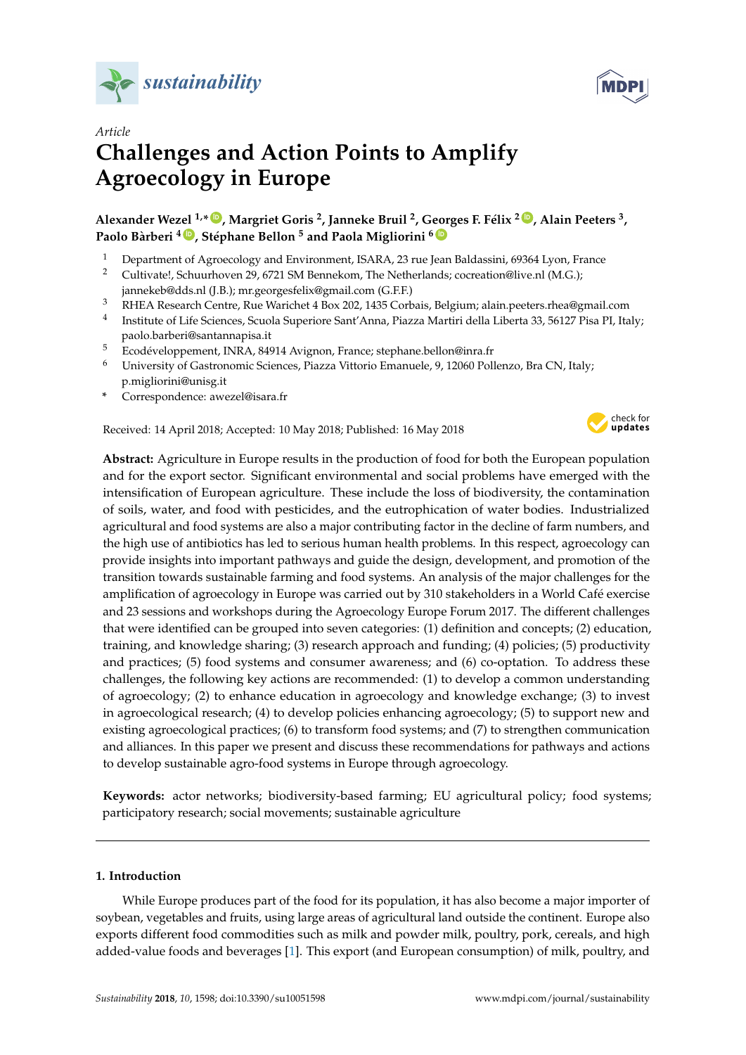sustainability

MDPI

*Article*

# Challenges and Action Points to Amplify Agroecology in Europe

**Alexander Wezel [1,*], Margriet Goris [2], Janneke Bruil [2], Georges F. Félix [2], Alain Peeters [3], Paolo Bàrberi [4], Stéphane Bellon [5] and Paola Migliorini [6]**

1 Department of Agroecology and Environment, ISARA, 23 rue Jean Baldassini, 69364 Lyon, France
2 Cultivate!, Schuurhoven 29, 6721 SM Bennekom, The Netherlands; cocreation@live.nl (M.G.); janneke@dds.nl (J.B.); mr.georgesfelix@gmail.com (G.F.F.)
3 RHEA Research Centre, Rue Warichet 4 Box 202, 1435 Corbais, Belgium; alain.peeters.rhea@gmail.com
4 Institute of Life Sciences, Scuola Superiore Sant'Anna, Piazza Martiri della Liberta 33, 56127 Pisa PI, Italy; paolo.barberi@santannapisa.it
5 Ecodéveloppement, INRA, 84914 Avignon, France; stephane.bellon@inra.fr
6 University of Gastronomic Sciences, Piazza Vittorio Emanuele, 9, 12060 Pollenzo, Bra CN, Italy; p.migliorini@unisg.it
* Correspondence: awezel@isara.fr

Received: 14 April 2018; Accepted: 10 May 2018; Published: 16 May 2018

**Abstract:** Agriculture in Europe results in the production of food for both the European population and for the export sector. Significant environmental and social problems have emerged with the intensification of European agriculture. These include the loss of biodiversity, the contamination of soils, water, and food with pesticides, and the eutrophication of water bodies. Industrialized agricultural and food systems are also a major contributing factor in the decline of farm numbers, and the high use of antibiotics has led to serious human health problems. In this respect, agroecology can provide insights into important pathways and guide the design, development, and promotion of the transition towards sustainable farming and food systems. An analysis of the major challenges for the amplification of agroecology in Europe was carried out by 310 stakeholders in a World Café exercise and 23 sessions and workshops during the Agroecology Europe Forum 2017. The different challenges that were identified can be grouped into seven categories: (1) definition and concepts; (2) education, training, and knowledge sharing; (3) research approach and funding; (4) policies; (5) productivity and practices; (5) food systems and consumer awareness; and (6) co-optation. To address these challenges, the following key actions are recommended: (1) to develop a common understanding of agroecology; (2) to enhance education in agroecology and knowledge exchange; (3) to invest in agroecological research; (4) to develop policies enhancing agroecology; (5) to support new and existing agroecological practices; (6) to transform food systems; and (7) to strengthen communication and alliances. In this paper we present and discuss these recommendations for pathways and actions to develop sustainable agro-food systems in Europe through agroecology.

**Keywords:** actor networks; biodiversity-based farming; EU agricultural policy; food systems; participatory research; social movements; sustainable agriculture

## 1. Introduction

While Europe produces part of the food for its population, it has also become a major importer of soybean, vegetables and fruits, using large areas of agricultural land outside the continent. Europe also exports different food commodities such as milk and powder milk, poultry, pork, cereals, and high added-value foods and beverages [1]. This export (and European consumption) of milk, poultry, and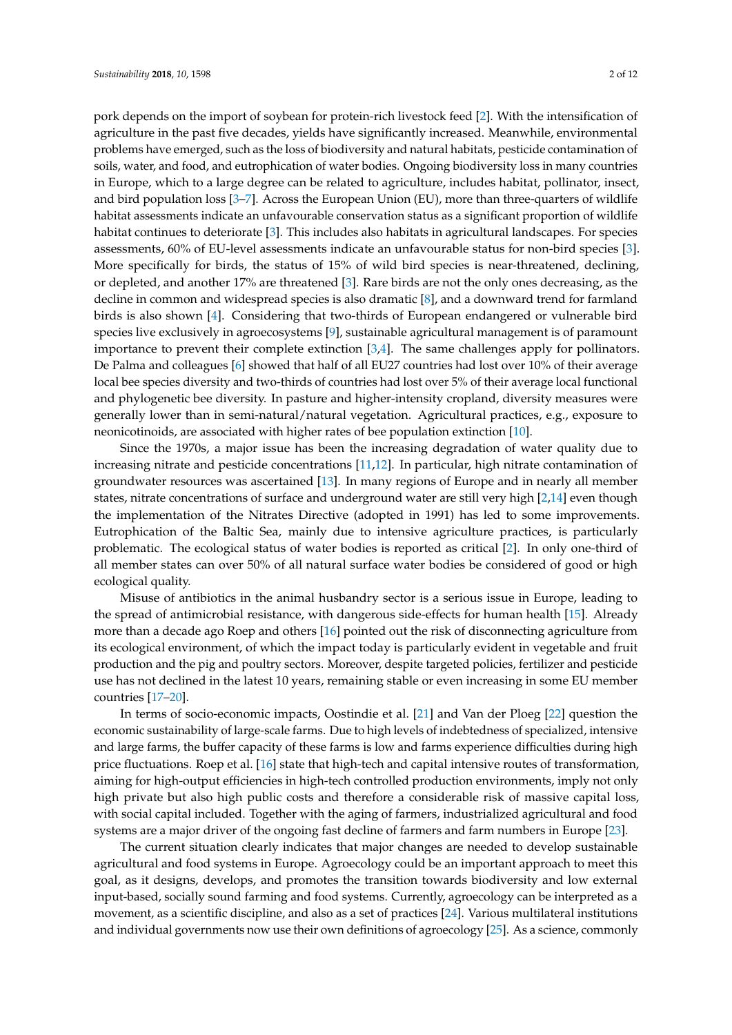pork depends on the import of soybean for protein-rich livestock feed [2]. With the intensification of agriculture in the past five decades, yields have significantly increased. Meanwhile, environmental problems have emerged, such as the loss of biodiversity and natural habitats, pesticide contamination of soils, water, and food, and eutrophication of water bodies. Ongoing biodiversity loss in many countries in Europe, which to a large degree can be related to agriculture, includes habitat, pollinator, insect, and bird population loss [3–7]. Across the European Union (EU), more than three-quarters of wildlife habitat assessments indicate an unfavourable conservation status as a significant proportion of wildlife habitat continues to deteriorate [3]. This includes also habitats in agricultural landscapes. For species assessments, 60% of EU-level assessments indicate an unfavourable status for non-bird species [3]. More specifically for birds, the status of 15% of wild bird species is near-threatened, declining, or depleted, and another 17% are threatened [3]. Rare birds are not the only ones decreasing, as the decline in common and widespread species is also dramatic [8], and a downward trend for farmland birds is also shown [4]. Considering that two-thirds of European endangered or vulnerable bird species live exclusively in agroecosystems [9], sustainable agricultural management is of paramount importance to prevent their complete extinction [3,4]. The same challenges apply for pollinators. De Palma and colleagues [6] showed that half of all EU27 countries had lost over 10% of their average local bee species diversity and two-thirds of countries had lost over 5% of their average local functional and phylogenetic bee diversity. In pasture and higher-intensity cropland, diversity measures were generally lower than in semi-natural/natural vegetation. Agricultural practices, e.g., exposure to neonicotinoids, are associated with higher rates of bee population extinction [10].

Since the 1970s, a major issue has been the increasing degradation of water quality due to increasing nitrate and pesticide concentrations [11,12]. In particular, high nitrate contamination of groundwater resources was ascertained [13]. In many regions of Europe and in nearly all member states, nitrate concentrations of surface and underground water are still very high [2,14] even though the implementation of the Nitrates Directive (adopted in 1991) has led to some improvements. Eutrophication of the Baltic Sea, mainly due to intensive agriculture practices, is particularly problematic. The ecological status of water bodies is reported as critical [2]. In only one-third of all member states can over 50% of all natural surface water bodies be considered of good or high ecological quality.

Misuse of antibiotics in the animal husbandry sector is a serious issue in Europe, leading to the spread of antimicrobial resistance, with dangerous side-effects for human health [15]. Already more than a decade ago Roep and others [16] pointed out the risk of disconnecting agriculture from its ecological environment, of which the impact today is particularly evident in vegetable and fruit production and the pig and poultry sectors. Moreover, despite targeted policies, fertilizer and pesticide use has not declined in the latest 10 years, remaining stable or even increasing in some EU member countries [17–20].

In terms of socio-economic impacts, Oostindie et al. [21] and Van der Ploeg [22] question the economic sustainability of large-scale farms. Due to high levels of indebtedness of specialized, intensive and large farms, the buffer capacity of these farms is low and farms experience difficulties during high price fluctuations. Roep et al. [16] state that high-tech and capital intensive routes of transformation, aiming for high-output efficiencies in high-tech controlled production environments, imply not only high private but also high public costs and therefore a considerable risk of massive capital loss, with social capital included. Together with the aging of farmers, industrialized agricultural and food systems are a major driver of the ongoing fast decline of farmers and farm numbers in Europe [23].

The current situation clearly indicates that major changes are needed to develop sustainable agricultural and food systems in Europe. Agroecology could be an important approach to meet this goal, as it designs, develops, and promotes the transition towards biodiversity and low external input-based, socially sound farming and food systems. Currently, agroecology can be interpreted as a movement, as a scientific discipline, and also as a set of practices [24]. Various multilateral institutions and individual governments now use their own definitions of agroecology [25]. As a science, commonly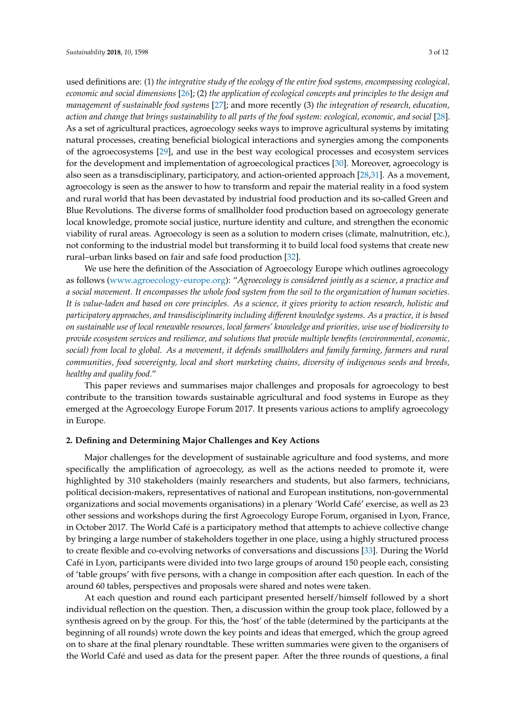used definitions are: (1) *the integrative study of the ecology of the entire food systems, encompassing ecological, economic and social dimensions* [26]; (2) *the application of ecological concepts and principles to the design and management of sustainable food systems* [27]; and more recently (3) *the integration of research, education, action and change that brings sustainability to all parts of the food system: ecological, economic, and social* [28]. As a set of agricultural practices, agroecology seeks ways to improve agricultural systems by imitating natural processes, creating beneficial biological interactions and synergies among the components of the agroecosystems [29], and use in the best way ecological processes and ecosystem services for the development and implementation of agroecological practices [30]. Moreover, agroecology is also seen as a transdisciplinary, participatory, and action-oriented approach [28,31]. As a movement, agroecology is seen as the answer to how to transform and repair the material reality in a food system and rural world that has been devastated by industrial food production and its so-called Green and Blue Revolutions. The diverse forms of smallholder food production based on agroecology generate local knowledge, promote social justice, nurture identity and culture, and strengthen the economic viability of rural areas. Agroecology is seen as a solution to modern crises (climate, malnutrition, etc.), not conforming to the industrial model but transforming it to build local food systems that create new rural–urban links based on fair and safe food production [32].

We use here the definition of the Association of Agroecology Europe which outlines agroecology as follows (www.agroecology-europe.org): "*Agroecology is considered jointly as a science, a practice and a social movement. It encompasses the whole food system from the soil to the organization of human societies. It is value-laden and based on core principles. As a science, it gives priority to action research, holistic and participatory approaches, and transdisciplinarity including different knowledge systems. As a practice, it is based on sustainable use of local renewable resources, local farmers' knowledge and priorities, wise use of biodiversity to provide ecosystem services and resilience, and solutions that provide multiple benefits (environmental, economic, social) from local to global. As a movement, it defends smallholders and family farming, farmers and rural communities, food sovereignty, local and short marketing chains, diversity of indigenous seeds and breeds, healthy and quality food.*"

This paper reviews and summarises major challenges and proposals for agroecology to best contribute to the transition towards sustainable agricultural and food systems in Europe as they emerged at the Agroecology Europe Forum 2017. It presents various actions to amplify agroecology in Europe.

## 2. Defining and Determining Major Challenges and Key Actions

Major challenges for the development of sustainable agriculture and food systems, and more specifically the amplification of agroecology, as well as the actions needed to promote it, were highlighted by 310 stakeholders (mainly researchers and students, but also farmers, technicians, political decision-makers, representatives of national and European institutions, non-governmental organizations and social movements organisations) in a plenary 'World Café' exercise, as well as 23 other sessions and workshops during the first Agroecology Europe Forum, organised in Lyon, France, in October 2017. The World Café is a participatory method that attempts to achieve collective change by bringing a large number of stakeholders together in one place, using a highly structured process to create flexible and co-evolving networks of conversations and discussions [33]. During the World Café in Lyon, participants were divided into two large groups of around 150 people each, consisting of 'table groups' with five persons, with a change in composition after each question. In each of the around 60 tables, perspectives and proposals were shared and notes were taken.

At each question and round each participant presented herself/himself followed by a short individual reflection on the question. Then, a discussion within the group took place, followed by a synthesis agreed on by the group. For this, the 'host' of the table (determined by the participants at the beginning of all rounds) wrote down the key points and ideas that emerged, which the group agreed on to share at the final plenary roundtable. These written summaries were given to the organisers of the World Café and used as data for the present paper. After the three rounds of questions, a final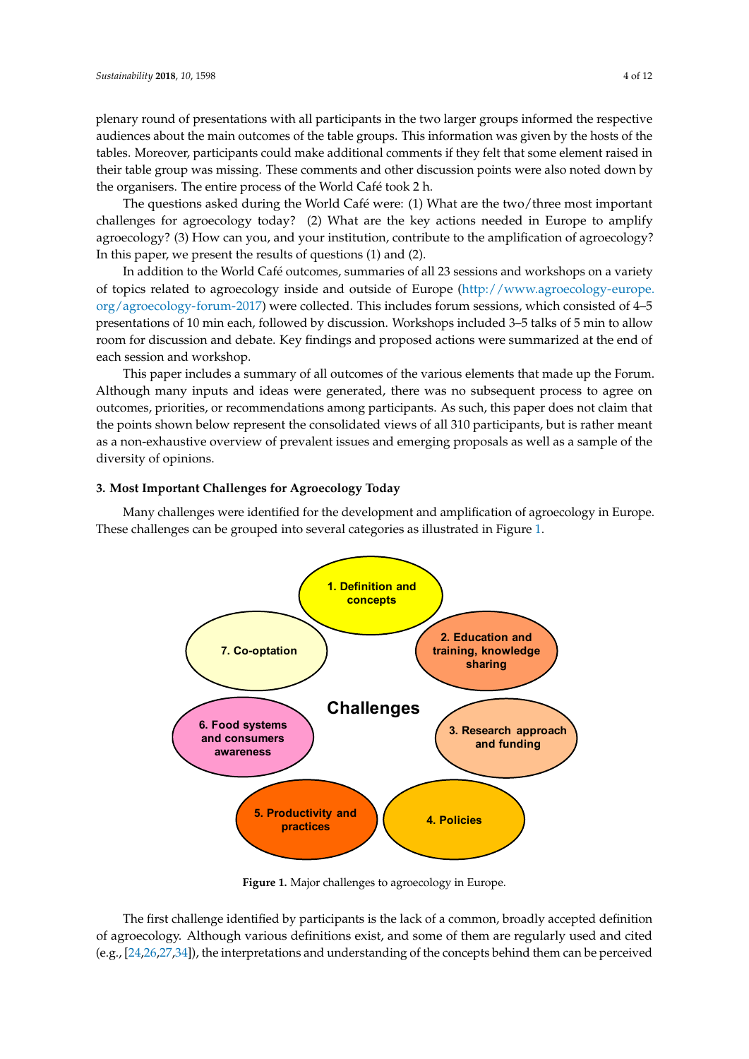plenary round of presentations with all participants in the two larger groups informed the respective audiences about the main outcomes of the table groups. This information was given by the hosts of the tables. Moreover, participants could make additional comments if they felt that some element raised in their table group was missing. These comments and other discussion points were also noted down by the organisers. The entire process of the World Café took 2 h.

The questions asked during the World Café were: (1) What are the two/three most important challenges for agroecology today? (2) What are the key actions needed in Europe to amplify agroecology? (3) How can you, and your institution, contribute to the amplification of agroecology? In this paper, we present the results of questions (1) and (2).

In addition to the World Café outcomes, summaries of all 23 sessions and workshops on a variety of topics related to agroecology inside and outside of Europe (http://www.agroecology-europe.org/agroecology-forum-2017) were collected. This includes forum sessions, which consisted of 4–5 presentations of 10 min each, followed by discussion. Workshops included 3–5 talks of 5 min to allow room for discussion and debate. Key findings and proposed actions were summarized at the end of each session and workshop.

This paper includes a summary of all outcomes of the various elements that made up the Forum. Although many inputs and ideas were generated, there was no subsequent process to agree on outcomes, priorities, or recommendations among participants. As such, this paper does not claim that the points shown below represent the consolidated views of all 310 participants, but is rather meant as a non-exhaustive overview of prevalent issues and emerging proposals as well as a sample of the diversity of opinions.

### 3. Most Important Challenges for Agroecology Today

Many challenges were identified for the development and amplification of agroecology in Europe. These challenges can be grouped into several categories as illustrated in Figure 1.

Challenges: 1. Definition and concepts; 2. Education and training, knowledge sharing; 3. Research approach and funding; 4. Policies; 5. Productivity and practices; 6. Food systems and consumers awareness; 7. Co-optation

**Figure 1.** Major challenges to agroecology in Europe.

The first challenge identified by participants is the lack of a common, broadly accepted definition of agroecology. Although various definitions exist, and some of them are regularly used and cited (e.g., [24,26,27,34]), the interpretations and understanding of the concepts behind them can be perceived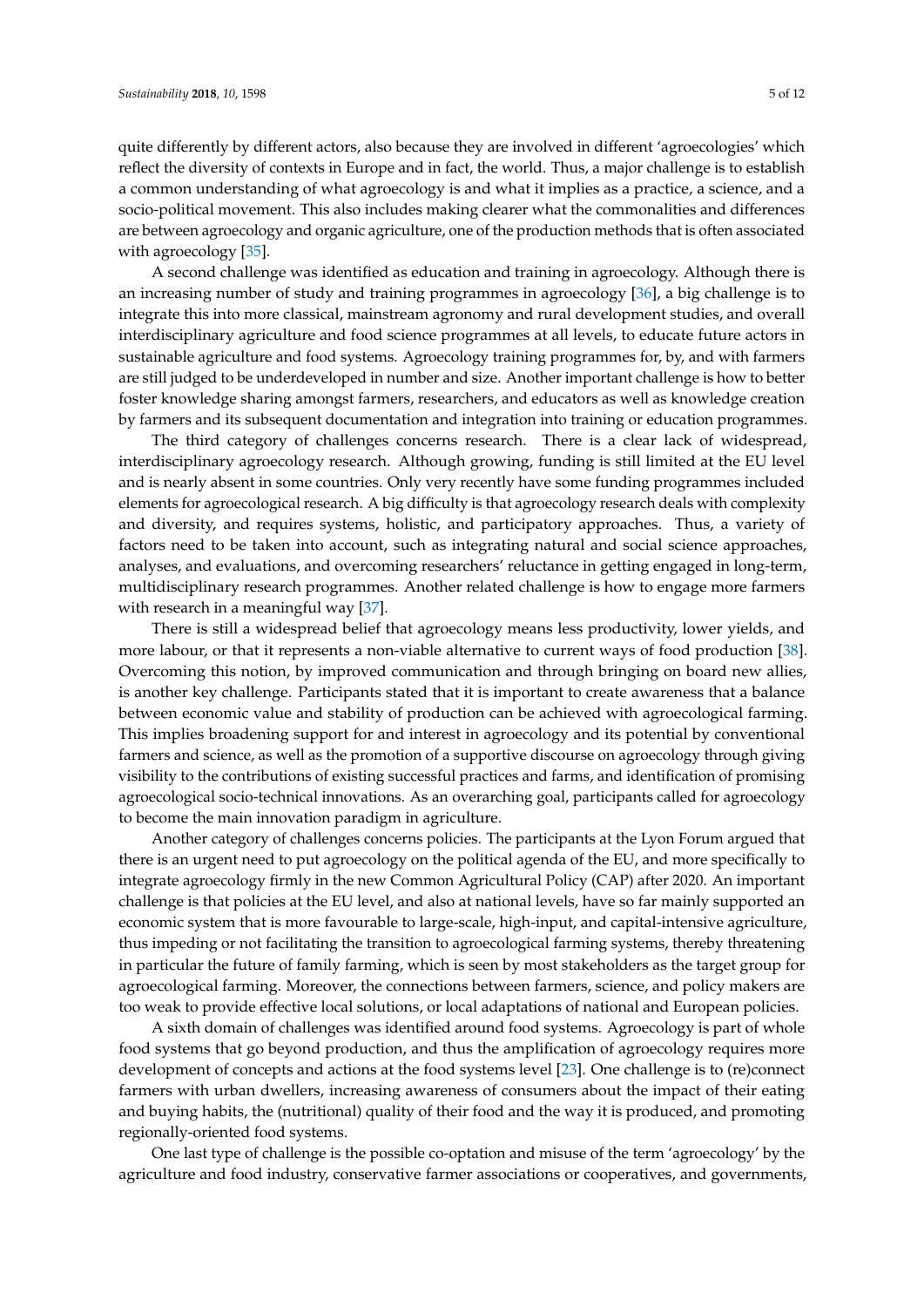quite differently by different actors, also because they are involved in different 'agroecologies' which reflect the diversity of contexts in Europe and in fact, the world. Thus, a major challenge is to establish a common understanding of what agroecology is and what it implies as a practice, a science, and a socio-political movement. This also includes making clearer what the commonalities and differences are between agroecology and organic agriculture, one of the production methods that is often associated with agroecology [35].

A second challenge was identified as education and training in agroecology. Although there is an increasing number of study and training programmes in agroecology [36], a big challenge is to integrate this into more classical, mainstream agronomy and rural development studies, and overall interdisciplinary agriculture and food science programmes at all levels, to educate future actors in sustainable agriculture and food systems. Agroecology training programmes for, by, and with farmers are still judged to be underdeveloped in number and size. Another important challenge is how to better foster knowledge sharing amongst farmers, researchers, and educators as well as knowledge creation by farmers and its subsequent documentation and integration into training or education programmes.

The third category of challenges concerns research. There is a clear lack of widespread, interdisciplinary agroecology research. Although growing, funding is still limited at the EU level and is nearly absent in some countries. Only very recently have some funding programmes included elements for agroecological research. A big difficulty is that agroecology research deals with complexity and diversity, and requires systems, holistic, and participatory approaches. Thus, a variety of factors need to be taken into account, such as integrating natural and social science approaches, analyses, and evaluations, and overcoming researchers' reluctance in getting engaged in long-term, multidisciplinary research programmes. Another related challenge is how to engage more farmers with research in a meaningful way [37].

There is still a widespread belief that agroecology means less productivity, lower yields, and more labour, or that it represents a non-viable alternative to current ways of food production [38]. Overcoming this notion, by improved communication and through bringing on board new allies, is another key challenge. Participants stated that it is important to create awareness that a balance between economic value and stability of production can be achieved with agroecological farming. This implies broadening support for and interest in agroecology and its potential by conventional farmers and science, as well as the promotion of a supportive discourse on agroecology through giving visibility to the contributions of existing successful practices and farms, and identification of promising agroecological socio-technical innovations. As an overarching goal, participants called for agroecology to become the main innovation paradigm in agriculture.

Another category of challenges concerns policies. The participants at the Lyon Forum argued that there is an urgent need to put agroecology on the political agenda of the EU, and more specifically to integrate agroecology firmly in the new Common Agricultural Policy (CAP) after 2020. An important challenge is that policies at the EU level, and also at national levels, have so far mainly supported an economic system that is more favourable to large-scale, high-input, and capital-intensive agriculture, thus impeding or not facilitating the transition to agroecological farming systems, thereby threatening in particular the future of family farming, which is seen by most stakeholders as the target group for agroecological farming. Moreover, the connections between farmers, science, and policy makers are too weak to provide effective local solutions, or local adaptations of national and European policies.

A sixth domain of challenges was identified around food systems. Agroecology is part of whole food systems that go beyond production, and thus the amplification of agroecology requires more development of concepts and actions at the food systems level [23]. One challenge is to (re)connect farmers with urban dwellers, increasing awareness of consumers about the impact of their eating and buying habits, the (nutritional) quality of their food and the way it is produced, and promoting regionally-oriented food systems.

One last type of challenge is the possible co-optation and misuse of the term 'agroecology' by the agriculture and food industry, conservative farmer associations or cooperatives, and governments,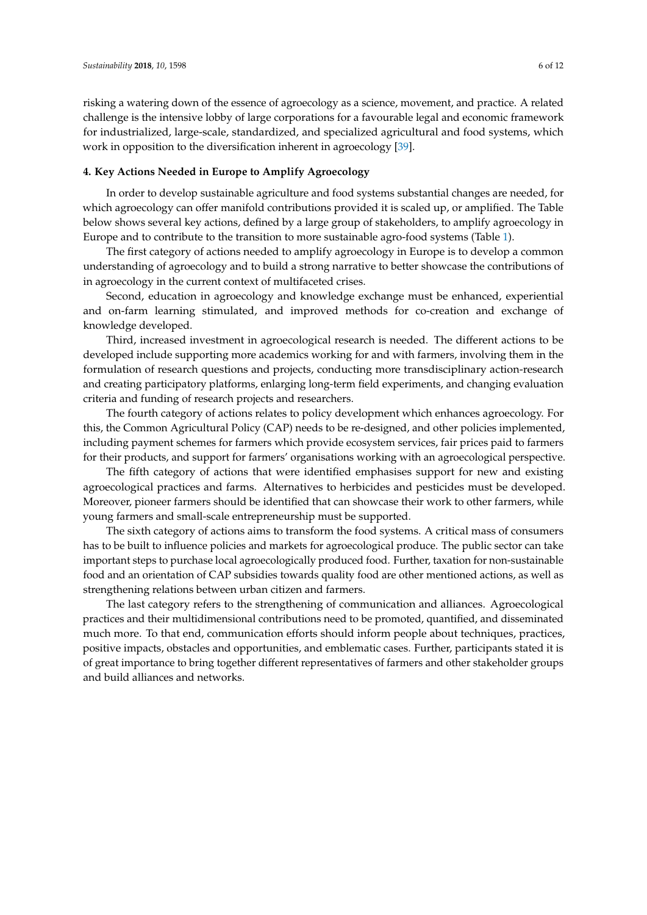risking a watering down of the essence of agroecology as a science, movement, and practice. A related challenge is the intensive lobby of large corporations for a favourable legal and economic framework for industrialized, large-scale, standardized, and specialized agricultural and food systems, which work in opposition to the diversification inherent in agroecology [39].

## 4. Key Actions Needed in Europe to Amplify Agroecology

In order to develop sustainable agriculture and food systems substantial changes are needed, for which agroecology can offer manifold contributions provided it is scaled up, or amplified. The Table below shows several key actions, defined by a large group of stakeholders, to amplify agroecology in Europe and to contribute to the transition to more sustainable agro-food systems (Table 1).

The first category of actions needed to amplify agroecology in Europe is to develop a common understanding of agroecology and to build a strong narrative to better showcase the contributions of in agroecology in the current context of multifaceted crises.

Second, education in agroecology and knowledge exchange must be enhanced, experiential and on-farm learning stimulated, and improved methods for co-creation and exchange of knowledge developed.

Third, increased investment in agroecological research is needed. The different actions to be developed include supporting more academics working for and with farmers, involving them in the formulation of research questions and projects, conducting more transdisciplinary action-research and creating participatory platforms, enlarging long-term field experiments, and changing evaluation criteria and funding of research projects and researchers.

The fourth category of actions relates to policy development which enhances agroecology. For this, the Common Agricultural Policy (CAP) needs to be re-designed, and other policies implemented, including payment schemes for farmers which provide ecosystem services, fair prices paid to farmers for their products, and support for farmers' organisations working with an agroecological perspective.

The fifth category of actions that were identified emphasises support for new and existing agroecological practices and farms. Alternatives to herbicides and pesticides must be developed. Moreover, pioneer farmers should be identified that can showcase their work to other farmers, while young farmers and small-scale entrepreneurship must be supported.

The sixth category of actions aims to transform the food systems. A critical mass of consumers has to be built to influence policies and markets for agroecological produce. The public sector can take important steps to purchase local agroecologically produced food. Further, taxation for non-sustainable food and an orientation of CAP subsidies towards quality food are other mentioned actions, as well as strengthening relations between urban citizen and farmers.

The last category refers to the strengthening of communication and alliances. Agroecological practices and their multidimensional contributions need to be promoted, quantified, and disseminated much more. To that end, communication efforts should inform people about techniques, practices, positive impacts, obstacles and opportunities, and emblematic cases. Further, participants stated it is of great importance to bring together different representatives of farmers and other stakeholder groups and build alliances and networks.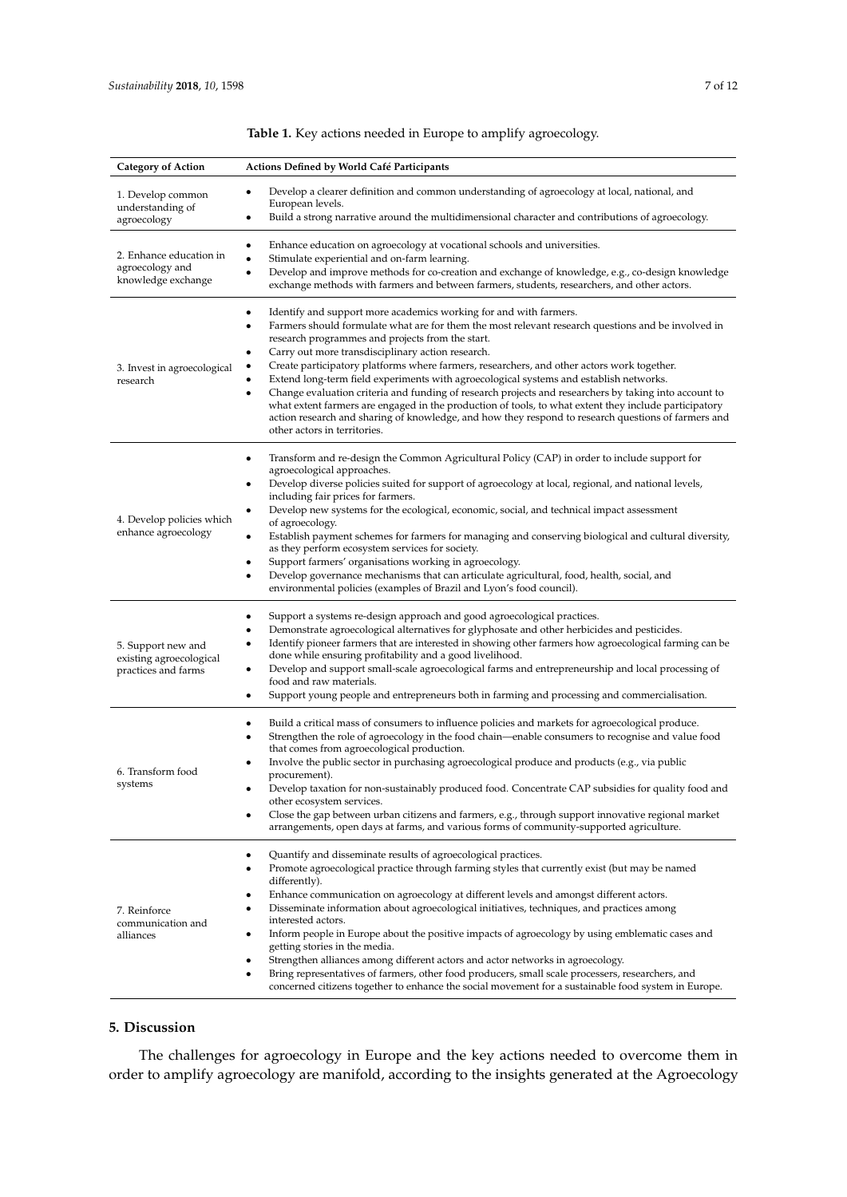**Table 1.** Key actions needed in Europe to amplify agroecology.

| Category of Action | Actions Defined by World Café Participants |
| --- | --- |
| 1. Develop common understanding of agroecology | • Develop a clearer definition and common understanding of agroecology at local, national, and European levels.<br>• Build a strong narrative around the multidimensional character and contributions of agroecology. |
| 2. Enhance education in agroecology and knowledge exchange | • Enhance education on agroecology at vocational schools and universities.<br>• Stimulate experiential and on-farm learning.<br>• Develop and improve methods for co-creation and exchange of knowledge, e.g., co-design knowledge exchange methods with farmers and between farmers, students, researchers, and other actors. |
| 3. Invest in agroecological research | • Identify and support more academics working for and with farmers.<br>• Farmers should formulate what are for them the most relevant research questions and be involved in research programmes and projects from the start.<br>• Carry out more transdisciplinary action research.<br>• Create participatory platforms where farmers, researchers, and other actors work together.<br>• Extend long-term field experiments with agroecological systems and establish networks.<br>• Change evaluation criteria and funding of research projects and researchers by taking into account to what extent farmers are engaged in the production of tools, to what extent they include participatory action research and sharing of knowledge, and how they respond to research questions of farmers and other actors in territories. |
| 4. Develop policies which enhance agroecology | • Transform and re-design the Common Agricultural Policy (CAP) in order to include support for agroecological approaches.<br>• Develop diverse policies suited for support of agroecology at local, regional, and national levels, including fair prices for farmers.<br>• Develop new systems for the ecological, economic, social, and technical impact assessment of agroecology.<br>• Establish payment schemes for farmers for managing and conserving biological and cultural diversity, as they perform ecosystem services for society.<br>• Support farmers' organisations working in agroecology.<br>• Develop governance mechanisms that can articulate agricultural, food, health, social, and environmental policies (examples of Brazil and Lyon's food council). |
| 5. Support new and existing agroecological practices and farms | • Support a systems re-design approach and good agroecological practices.<br>• Demonstrate agroecological alternatives for glyphosate and other herbicides and pesticides.<br>• Identify pioneer farmers that are interested in showing other farmers how agroecological farming can be done while ensuring profitability and a good livelihood.<br>• Develop and support small-scale agroecological farms and entrepreneurship and local processing of food and raw materials.<br>• Support young people and entrepreneurs both in farming and processing and commercialisation. |
| 6. Transform food systems | • Build a critical mass of consumers to influence policies and markets for agroecological produce.<br>• Strengthen the role of agroecology in the food chain—enable consumers to recognise and value food that comes from agroecological production.<br>• Involve the public sector in purchasing agroecological produce and products (e.g., via public procurement).<br>• Develop taxation for non-sustainably produced food. Concentrate CAP subsidies for quality food and other ecosystem services.<br>• Close the gap between urban citizens and farmers, e.g., through support innovative regional market arrangements, open days at farms, and various forms of community-supported agriculture. |
| 7. Reinforce communication and alliances | • Quantify and disseminate results of agroecological practices.<br>• Promote agroecological practice through farming styles that currently exist (but may be named differently).<br>• Enhance communication on agroecology at different levels and amongst different actors.<br>• Disseminate information about agroecological initiatives, techniques, and practices among interested actors.<br>• Inform people in Europe about the positive impacts of agroecology by using emblematic cases and getting stories in the media.<br>• Strengthen alliances among different actors and actor networks in agroecology.<br>• Bring representatives of farmers, other food producers, small scale processers, researchers, and concerned citizens together to enhance the social movement for a sustainable food system in Europe. |

## 5. Discussion

The challenges for agroecology in Europe and the key actions needed to overcome them in order to amplify agroecology are manifold, according to the insights generated at the Agroecology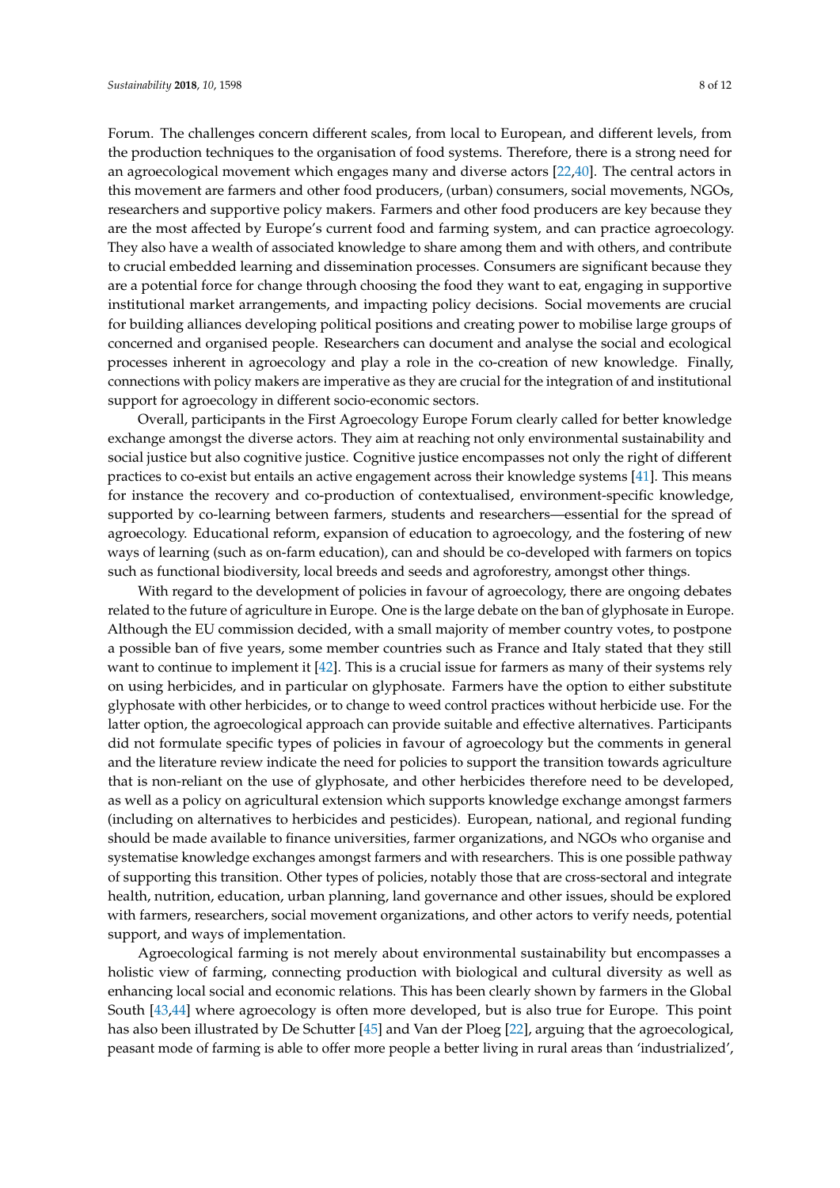Forum. The challenges concern different scales, from local to European, and different levels, from the production techniques to the organisation of food systems. Therefore, there is a strong need for an agroecological movement which engages many and diverse actors [22,40]. The central actors in this movement are farmers and other food producers, (urban) consumers, social movements, NGOs, researchers and supportive policy makers. Farmers and other food producers are key because they are the most affected by Europe's current food and farming system, and can practice agroecology. They also have a wealth of associated knowledge to share among them and with others, and contribute to crucial embedded learning and dissemination processes. Consumers are significant because they are a potential force for change through choosing the food they want to eat, engaging in supportive institutional market arrangements, and impacting policy decisions. Social movements are crucial for building alliances developing political positions and creating power to mobilise large groups of concerned and organised people. Researchers can document and analyse the social and ecological processes inherent in agroecology and play a role in the co-creation of new knowledge. Finally, connections with policy makers are imperative as they are crucial for the integration of and institutional support for agroecology in different socio-economic sectors.

Overall, participants in the First Agroecology Europe Forum clearly called for better knowledge exchange amongst the diverse actors. They aim at reaching not only environmental sustainability and social justice but also cognitive justice. Cognitive justice encompasses not only the right of different practices to co-exist but entails an active engagement across their knowledge systems [41]. This means for instance the recovery and co-production of contextualised, environment-specific knowledge, supported by co-learning between farmers, students and researchers—essential for the spread of agroecology. Educational reform, expansion of education to agroecology, and the fostering of new ways of learning (such as on-farm education), can and should be co-developed with farmers on topics such as functional biodiversity, local breeds and seeds and agroforestry, amongst other things.

With regard to the development of policies in favour of agroecology, there are ongoing debates related to the future of agriculture in Europe. One is the large debate on the ban of glyphosate in Europe. Although the EU commission decided, with a small majority of member country votes, to postpone a possible ban of five years, some member countries such as France and Italy stated that they still want to continue to implement it [42]. This is a crucial issue for farmers as many of their systems rely on using herbicides, and in particular on glyphosate. Farmers have the option to either substitute glyphosate with other herbicides, or to change to weed control practices without herbicide use. For the latter option, the agroecological approach can provide suitable and effective alternatives. Participants did not formulate specific types of policies in favour of agroecology but the comments in general and the literature review indicate the need for policies to support the transition towards agriculture that is non-reliant on the use of glyphosate, and other herbicides therefore need to be developed, as well as a policy on agricultural extension which supports knowledge exchange amongst farmers (including on alternatives to herbicides and pesticides). European, national, and regional funding should be made available to finance universities, farmer organizations, and NGOs who organise and systematise knowledge exchanges amongst farmers and with researchers. This is one possible pathway of supporting this transition. Other types of policies, notably those that are cross-sectoral and integrate health, nutrition, education, urban planning, land governance and other issues, should be explored with farmers, researchers, social movement organizations, and other actors to verify needs, potential support, and ways of implementation.

Agroecological farming is not merely about environmental sustainability but encompasses a holistic view of farming, connecting production with biological and cultural diversity as well as enhancing local social and economic relations. This has been clearly shown by farmers in the Global South [43,44] where agroecology is often more developed, but is also true for Europe. This point has also been illustrated by De Schutter [45] and Van der Ploeg [22], arguing that the agroecological, peasant mode of farming is able to offer more people a better living in rural areas than 'industrialized',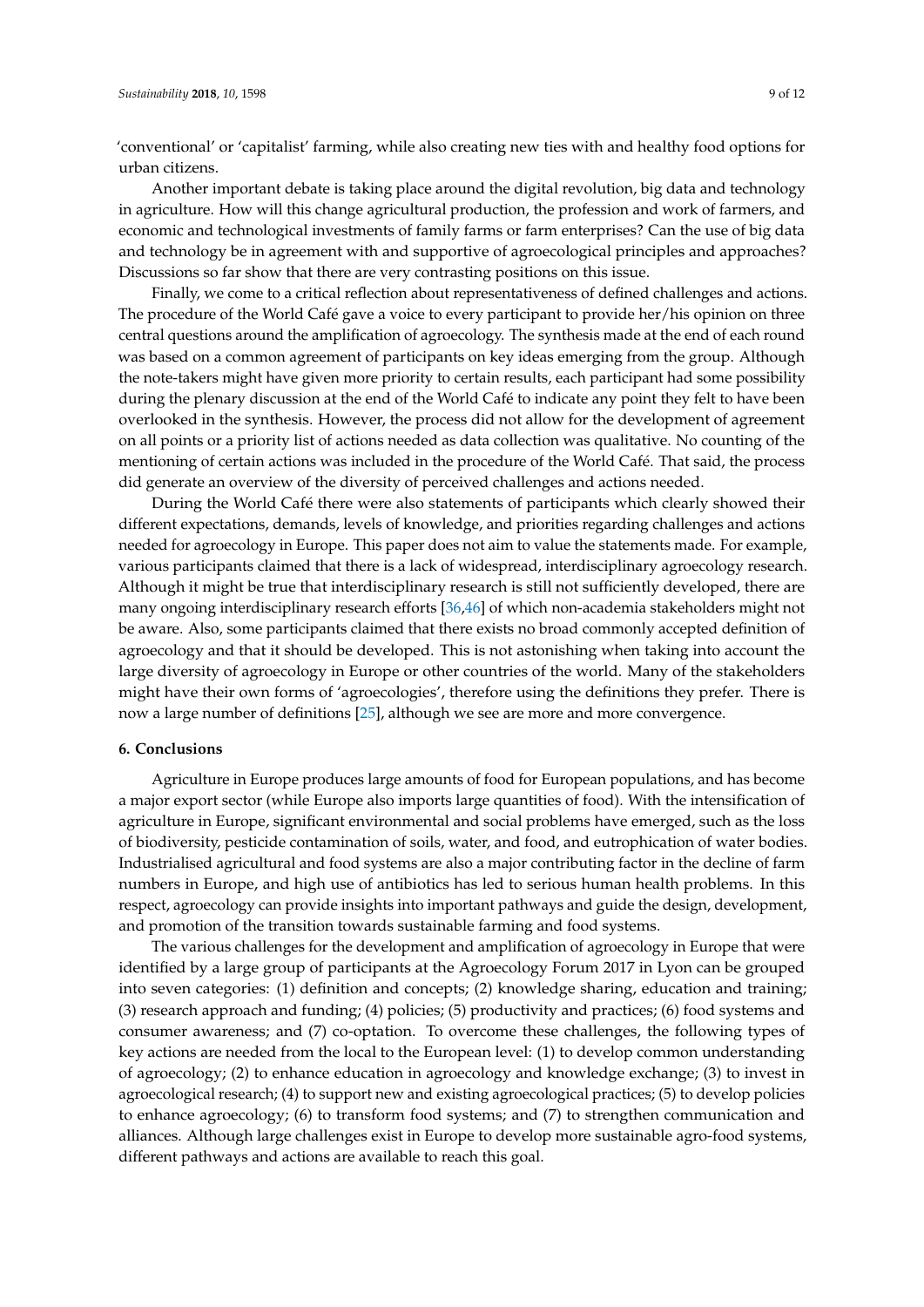'conventional' or 'capitalist' farming, while also creating new ties with and healthy food options for urban citizens.

Another important debate is taking place around the digital revolution, big data and technology in agriculture. How will this change agricultural production, the profession and work of farmers, and economic and technological investments of family farms or farm enterprises? Can the use of big data and technology be in agreement with and supportive of agroecological principles and approaches? Discussions so far show that there are very contrasting positions on this issue.

Finally, we come to a critical reflection about representativeness of defined challenges and actions. The procedure of the World Café gave a voice to every participant to provide her/his opinion on three central questions around the amplification of agroecology. The synthesis made at the end of each round was based on a common agreement of participants on key ideas emerging from the group. Although the note-takers might have given more priority to certain results, each participant had some possibility during the plenary discussion at the end of the World Café to indicate any point they felt to have been overlooked in the synthesis. However, the process did not allow for the development of agreement on all points or a priority list of actions needed as data collection was qualitative. No counting of the mentioning of certain actions was included in the procedure of the World Café. That said, the process did generate an overview of the diversity of perceived challenges and actions needed.

During the World Café there were also statements of participants which clearly showed their different expectations, demands, levels of knowledge, and priorities regarding challenges and actions needed for agroecology in Europe. This paper does not aim to value the statements made. For example, various participants claimed that there is a lack of widespread, interdisciplinary agroecology research. Although it might be true that interdisciplinary research is still not sufficiently developed, there are many ongoing interdisciplinary research efforts [36,46] of which non-academia stakeholders might not be aware. Also, some participants claimed that there exists no broad commonly accepted definition of agroecology and that it should be developed. This is not astonishing when taking into account the large diversity of agroecology in Europe or other countries of the world. Many of the stakeholders might have their own forms of 'agroecologies', therefore using the definitions they prefer. There is now a large number of definitions [25], although we see are more and more convergence.

## 6. Conclusions

Agriculture in Europe produces large amounts of food for European populations, and has become a major export sector (while Europe also imports large quantities of food). With the intensification of agriculture in Europe, significant environmental and social problems have emerged, such as the loss of biodiversity, pesticide contamination of soils, water, and food, and eutrophication of water bodies. Industrialised agricultural and food systems are also a major contributing factor in the decline of farm numbers in Europe, and high use of antibiotics has led to serious human health problems. In this respect, agroecology can provide insights into important pathways and guide the design, development, and promotion of the transition towards sustainable farming and food systems.

The various challenges for the development and amplification of agroecology in Europe that were identified by a large group of participants at the Agroecology Forum 2017 in Lyon can be grouped into seven categories: (1) definition and concepts; (2) knowledge sharing, education and training; (3) research approach and funding; (4) policies; (5) productivity and practices; (6) food systems and consumer awareness; and (7) co-optation. To overcome these challenges, the following types of key actions are needed from the local to the European level: (1) to develop common understanding of agroecology; (2) to enhance education in agroecology and knowledge exchange; (3) to invest in agroecological research; (4) to support new and existing agroecological practices; (5) to develop policies to enhance agroecology; (6) to transform food systems; and (7) to strengthen communication and alliances. Although large challenges exist in Europe to develop more sustainable agro-food systems, different pathways and actions are available to reach this goal.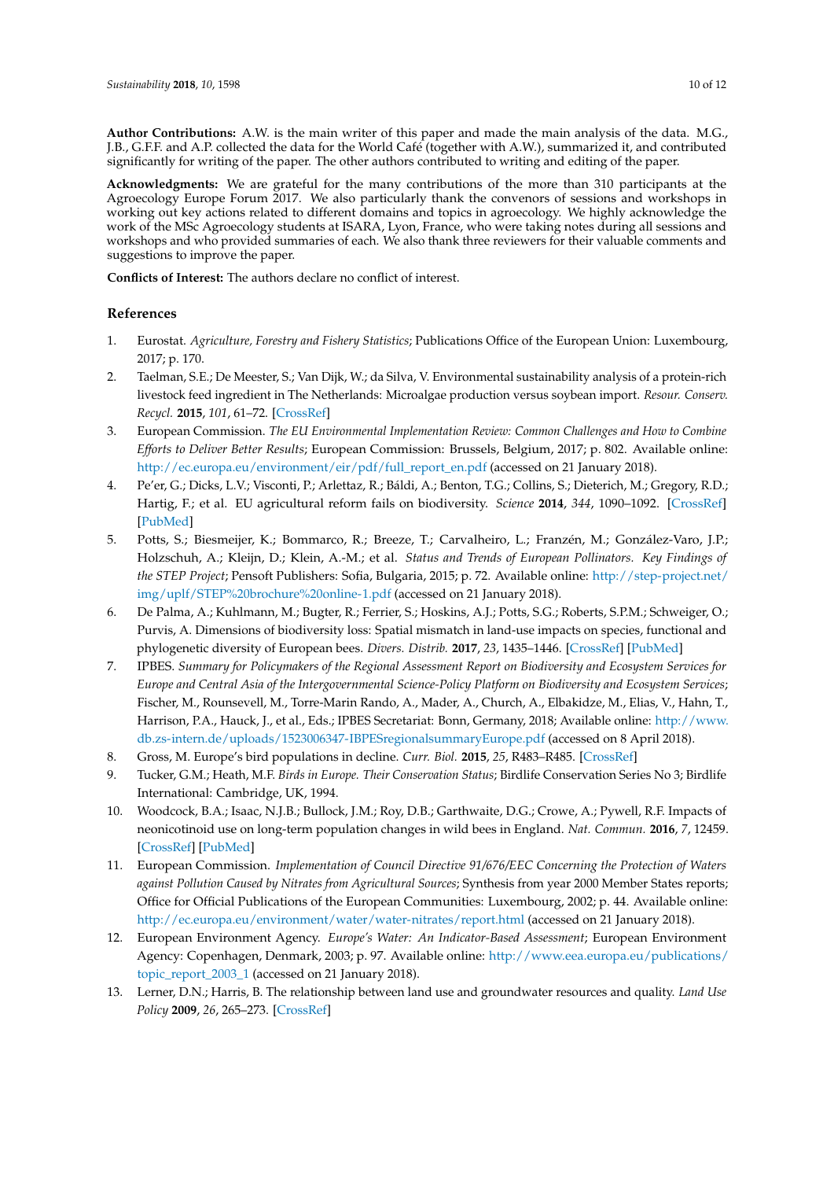**Author Contributions:** A.W. is the main writer of this paper and made the main analysis of the data. M.G., J.B., G.F.F. and A.P. collected the data for the World Café (together with A.W.), summarized it, and contributed significantly for writing of the paper. The other authors contributed to writing and editing of the paper.

**Acknowledgments:** We are grateful for the many contributions of the more than 310 participants at the Agroecology Europe Forum 2017. We also particularly thank the convenors of sessions and workshops in working out key actions related to different domains and topics in agroecology. We highly acknowledge the work of the MSc Agroecology students at ISARA, Lyon, France, who were taking notes during all sessions and workshops and who provided summaries of each. We also thank three reviewers for their valuable comments and suggestions to improve the paper.

**Conflicts of Interest:** The authors declare no conflict of interest.

## References

1. Eurostat. *Agriculture, Forestry and Fishery Statistics*; Publications Office of the European Union: Luxembourg, 2017; p. 170.
2. Taelman, S.E.; De Meester, S.; Van Dijk, W.; da Silva, V. Environmental sustainability analysis of a protein-rich livestock feed ingredient in The Netherlands: Microalgae production versus soybean import. *Resour. Conserv. Recycl.* **2015**, *101*, 61–72. [CrossRef]
3. European Commission. *The EU Environmental Implementation Review: Common Challenges and How to Combine Efforts to Deliver Better Results*; European Commission: Brussels, Belgium, 2017; p. 802. Available online: http://ec.europa.eu/environment/eir/pdf/full_report_en.pdf (accessed on 21 January 2018).
4. Pe'er, G.; Dicks, L.V.; Visconti, P.; Arlettaz, R.; Báldi, A.; Benton, T.G.; Collins, S.; Dieterich, M.; Gregory, R.D.; Hartig, F.; et al. EU agricultural reform fails on biodiversity. *Science* **2014**, *344*, 1090–1092. [CrossRef] [PubMed]
5. Potts, S.; Biesmeijer, K.; Bommarco, R.; Breeze, T.; Carvalheiro, L.; Franzén, M.; González-Varo, J.P.; Holzschuh, A.; Kleijn, D.; Klein, A.-M.; et al. *Status and Trends of European Pollinators. Key Findings of the STEP Project*; Pensoft Publishers: Sofia, Bulgaria, 2015; p. 72. Available online: http://step-project.net/img/uplf/STEP%20brochure%20online-1.pdf (accessed on 21 January 2018).
6. De Palma, A.; Kuhlmann, M.; Bugter, R.; Ferrier, S.; Hoskins, A.J.; Potts, S.G.; Roberts, S.P.M.; Schweiger, O.; Purvis, A. Dimensions of biodiversity loss: Spatial mismatch in land-use impacts on species, functional and phylogenetic diversity of European bees. *Divers. Distrib.* **2017**, *23*, 1435–1446. [CrossRef] [PubMed]
7. IPBES. *Summary for Policymakers of the Regional Assessment Report on Biodiversity and Ecosystem Services for Europe and Central Asia of the Intergovernmental Science-Policy Platform on Biodiversity and Ecosystem Services*; Fischer, M., Rounsevell, M., Torre-Marin Rando, A., Mader, A., Church, A., Elbakidze, M., Elias, V., Hahn, T., Harrison, P.A., Hauck, J., et al., Eds.; IPBES Secretariat: Bonn, Germany, 2018; Available online: http://www.db.zs-intern.de/uploads/1523006347-IBPESregionalsummaryEurope.pdf (accessed on 8 April 2018).
8. Gross, M. Europe's bird populations in decline. *Curr. Biol.* **2015**, *25*, R483–R485. [CrossRef]
9. Tucker, G.M.; Heath, M.F. *Birds in Europe. Their Conservation Status*; Birdlife Conservation Series No 3; Birdlife International: Cambridge, UK, 1994.
10. Woodcock, B.A.; Isaac, N.J.B.; Bullock, J.M.; Roy, D.B.; Garthwaite, D.G.; Crowe, A.; Pywell, R.F. Impacts of neonicotinoid use on long-term population changes in wild bees in England. *Nat. Commun.* **2016**, *7*, 12459. [CrossRef] [PubMed]
11. European Commission. *Implementation of Council Directive 91/676/EEC Concerning the Protection of Waters against Pollution Caused by Nitrates from Agricultural Sources*; Synthesis from year 2000 Member States reports; Office for Official Publications of the European Communities: Luxembourg, 2002; p. 44. Available online: http://ec.europa.eu/environment/water/water-nitrates/report.html (accessed on 21 January 2018).
12. European Environment Agency. *Europe's Water: An Indicator-Based Assessment*; European Environment Agency: Copenhagen, Denmark, 2003; p. 97. Available online: http://www.eea.europa.eu/publications/topic_report_2003_1 (accessed on 21 January 2018).
13. Lerner, D.N.; Harris, B. The relationship between land use and groundwater resources and quality. *Land Use Policy* **2009**, *26*, 265–273. [CrossRef]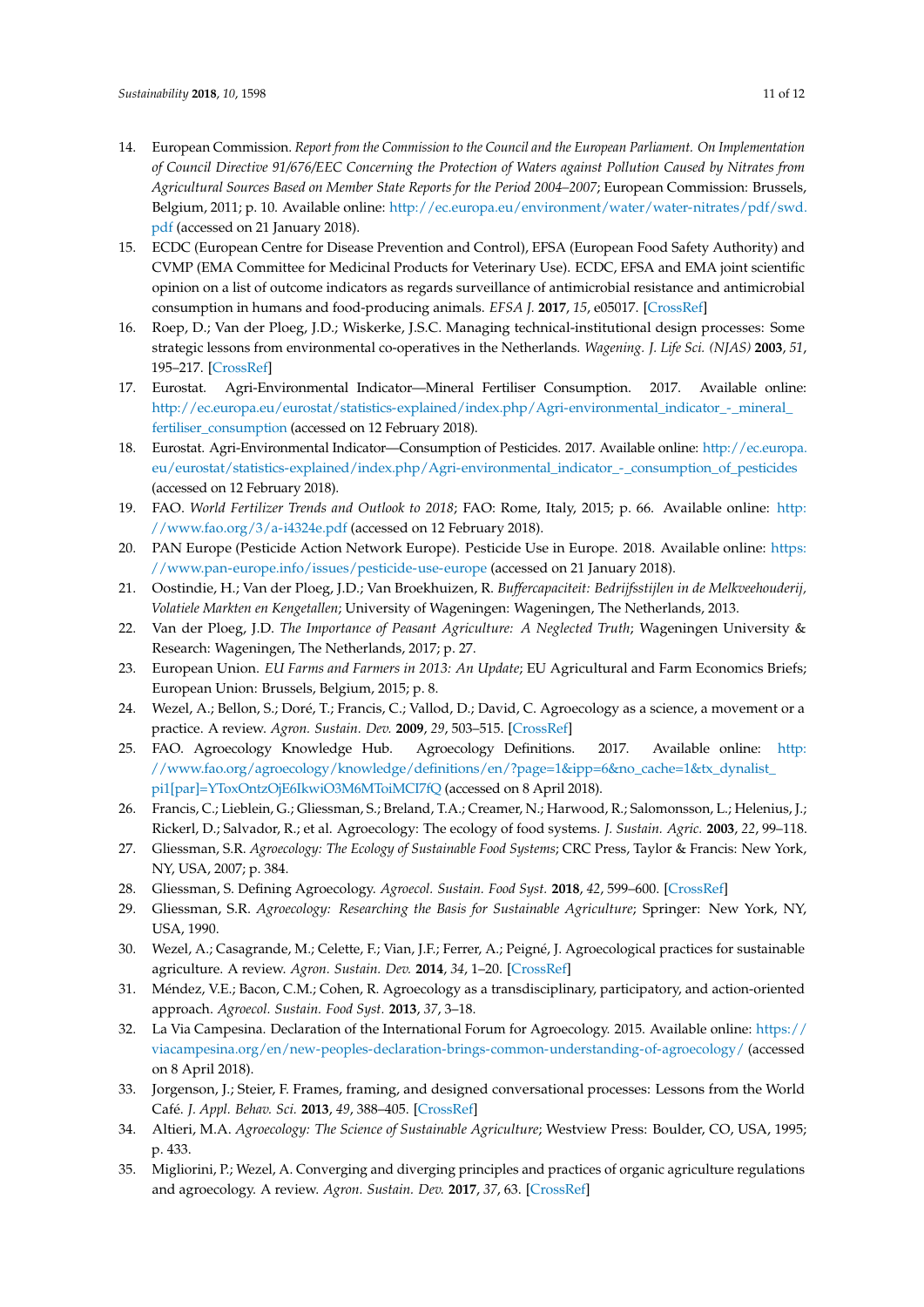14. European Commission. *Report from the Commission to the Council and the European Parliament. On Implementation of Council Directive 91/676/EEC Concerning the Protection of Waters against Pollution Caused by Nitrates from Agricultural Sources Based on Member State Reports for the Period 2004–2007*; European Commission: Brussels, Belgium, 2011; p. 10. Available online: http://ec.europa.eu/environment/water/water-nitrates/pdf/swd.pdf (accessed on 21 January 2018).
15. ECDC (European Centre for Disease Prevention and Control), EFSA (European Food Safety Authority) and CVMP (EMA Committee for Medicinal Products for Veterinary Use). ECDC, EFSA and EMA joint scientific opinion on a list of outcome indicators as regards surveillance of antimicrobial resistance and antimicrobial consumption in humans and food-producing animals. *EFSA J.* **2017**, *15*, e05017. [CrossRef]
16. Roep, D.; Van der Ploeg, J.D.; Wiskerke, J.S.C. Managing technical-institutional design processes: Some strategic lessons from environmental co-operatives in the Netherlands. *Wagening. J. Life Sci. (NJAS)* **2003**, *51*, 195–217. [CrossRef]
17. Eurostat. Agri-Environmental Indicator—Mineral Fertiliser Consumption. 2017. Available online: http://ec.europa.eu/eurostat/statistics-explained/index.php/Agri-environmental_indicator_-_mineral_fertiliser_consumption (accessed on 12 February 2018).
18. Eurostat. Agri-Environmental Indicator—Consumption of Pesticides. 2017. Available online: http://ec.europa.eu/eurostat/statistics-explained/index.php/Agri-environmental_indicator_-_consumption_of_pesticides (accessed on 12 February 2018).
19. FAO. *World Fertilizer Trends and Outlook to 2018*; FAO: Rome, Italy, 2015; p. 66. Available online: http://www.fao.org/3/a-i4324e.pdf (accessed on 12 February 2018).
20. PAN Europe (Pesticide Action Network Europe). Pesticide Use in Europe. 2018. Available online: https://www.pan-europe.info/issues/pesticide-use-europe (accessed on 21 January 2018).
21. Oostindie, H.; Van der Ploeg, J.D.; Van Broekhuizen, R. *Buffercapaciteit: Bedrijfsstijlen in de Melkveehouderij, Volatiele Markten en Kengetallen*; University of Wageningen: Wageningen, The Netherlands, 2013.
22. Van der Ploeg, J.D. *The Importance of Peasant Agriculture: A Neglected Truth*; Wageningen University & Research: Wageningen, The Netherlands, 2017; p. 27.
23. European Union. *EU Farms and Farmers in 2013: An Update*; EU Agricultural and Farm Economics Briefs; European Union: Brussels, Belgium, 2015; p. 8.
24. Wezel, A.; Bellon, S.; Doré, T.; Francis, C.; Vallod, D.; David, C. Agroecology as a science, a movement or a practice. A review. *Agron. Sustain. Dev.* **2009**, *29*, 503–515. [CrossRef]
25. FAO. Agroecology Knowledge Hub. Agroecology Definitions. 2017. Available online: http://www.fao.org/agroecology/knowledge/definitions/en/?page=1&ipp=6&no_cache=1&tx_dynalist_pi1[par]=YToxOntzOjE6IkwiO3M6MToiMCI7fQ (accessed on 8 April 2018).
26. Francis, C.; Lieblein, G.; Gliessman, S.; Breland, T.A.; Creamer, N.; Harwood, R.; Salomonsson, L.; Helenius, J.; Rickerl, D.; Salvador, R.; et al. Agroecology: The ecology of food systems. *J. Sustain. Agric.* **2003**, *22*, 99–118.
27. Gliessman, S.R. *Agroecology: The Ecology of Sustainable Food Systems*; CRC Press, Taylor & Francis: New York, NY, USA, 2007; p. 384.
28. Gliessman, S. Defining Agroecology. *Agroecol. Sustain. Food Syst.* **2018**, *42*, 599–600. [CrossRef]
29. Gliessman, S.R. *Agroecology: Researching the Basis for Sustainable Agriculture*; Springer: New York, NY, USA, 1990.
30. Wezel, A.; Casagrande, M.; Celette, F.; Vian, J.F.; Ferrer, A.; Peigné, J. Agroecological practices for sustainable agriculture. A review. *Agron. Sustain. Dev.* **2014**, *34*, 1–20. [CrossRef]
31. Méndez, V.E.; Bacon, C.M.; Cohen, R. Agroecology as a transdisciplinary, participatory, and action-oriented approach. *Agroecol. Sustain. Food Syst.* **2013**, *37*, 3–18.
32. La Via Campesina. Declaration of the International Forum for Agroecology. 2015. Available online: https://viacampesina.org/en/new-peoples-declaration-brings-common-understanding-of-agroecology/ (accessed on 8 April 2018).
33. Jorgenson, J.; Steier, F. Frames, framing, and designed conversational processes: Lessons from the World Café. *J. Appl. Behav. Sci.* **2013**, *49*, 388–405. [CrossRef]
34. Altieri, M.A. *Agroecology: The Science of Sustainable Agriculture*; Westview Press: Boulder, CO, USA, 1995; p. 433.
35. Migliorini, P.; Wezel, A. Converging and diverging principles and practices of organic agriculture regulations and agroecology. A review. *Agron. Sustain. Dev.* **2017**, *37*, 63. [CrossRef]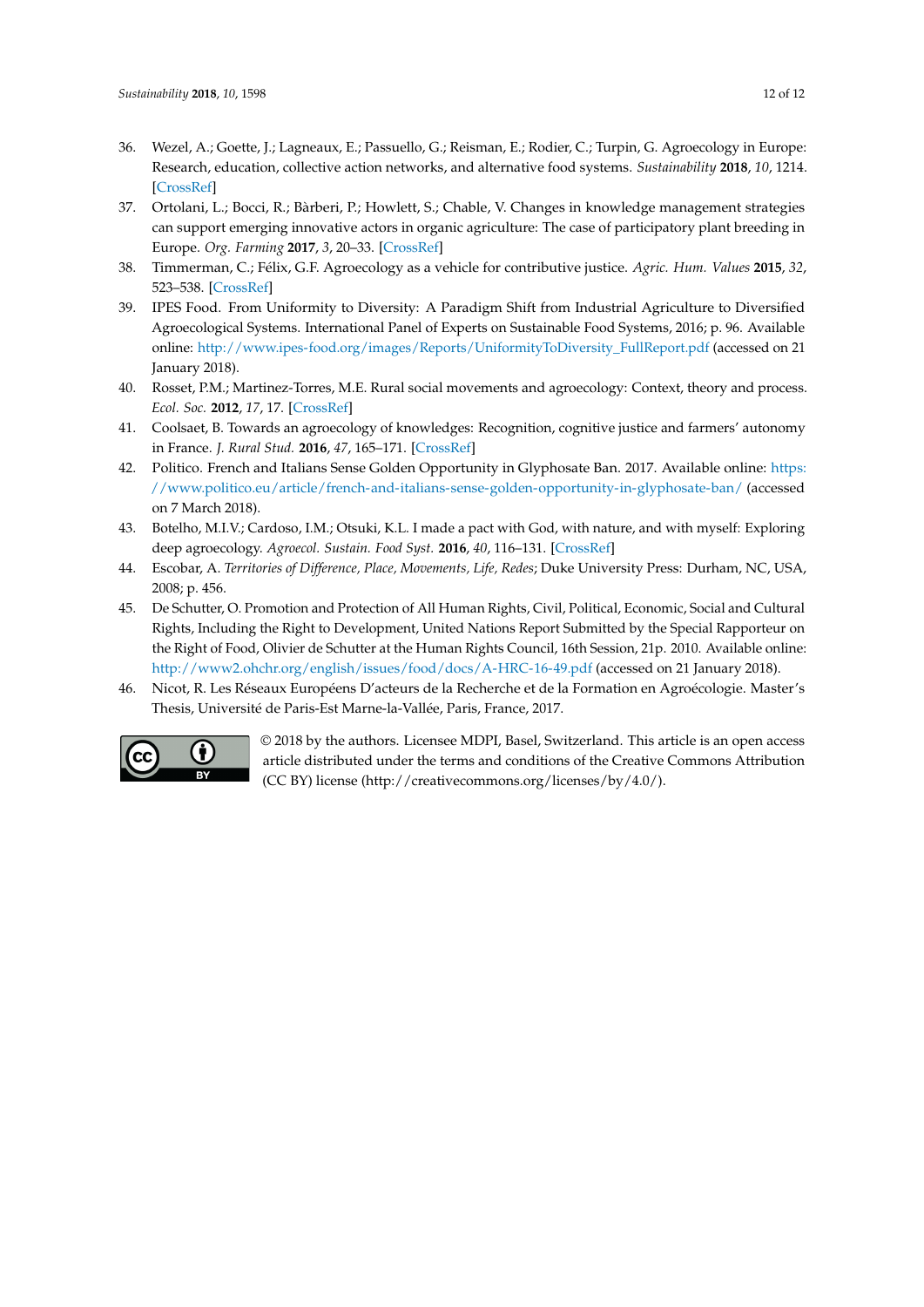36. Wezel, A.; Goette, J.; Lagneaux, E.; Passuello, G.; Reisman, E.; Rodier, C.; Turpin, G. Agroecology in Europe: Research, education, collective action networks, and alternative food systems. *Sustainability* **2018**, *10*, 1214. [CrossRef]
37. Ortolani, L.; Bocci, R.; Bàrberi, P.; Howlett, S.; Chable, V. Changes in knowledge management strategies can support emerging innovative actors in organic agriculture: The case of participatory plant breeding in Europe. *Org. Farming* **2017**, *3*, 20–33. [CrossRef]
38. Timmerman, C.; Félix, G.F. Agroecology as a vehicle for contributive justice. *Agric. Hum. Values* **2015**, *32*, 523–538. [CrossRef]
39. IPES Food. From Uniformity to Diversity: A Paradigm Shift from Industrial Agriculture to Diversified Agroecological Systems. International Panel of Experts on Sustainable Food Systems, 2016; p. 96. Available online: http://www.ipes-food.org/images/Reports/UniformityToDiversity_FullReport.pdf (accessed on 21 January 2018).
40. Rosset, P.M.; Martinez-Torres, M.E. Rural social movements and agroecology: Context, theory and process. *Ecol. Soc.* **2012**, *17*, 17. [CrossRef]
41. Coolsaet, B. Towards an agroecology of knowledges: Recognition, cognitive justice and farmers' autonomy in France. *J. Rural Stud.* **2016**, *47*, 165–171. [CrossRef]
42. Politico. French and Italians Sense Golden Opportunity in Glyphosate Ban. 2017. Available online: https://www.politico.eu/article/french-and-italians-sense-golden-opportunity-in-glyphosate-ban/ (accessed on 7 March 2018).
43. Botelho, M.I.V.; Cardoso, I.M.; Otsuki, K.L. I made a pact with God, with nature, and with myself: Exploring deep agroecology. *Agroecol. Sustain. Food Syst.* **2016**, *40*, 116–131. [CrossRef]
44. Escobar, A. *Territories of Difference, Place, Movements, Life, Redes*; Duke University Press: Durham, NC, USA, 2008; p. 456.
45. De Schutter, O. Promotion and Protection of All Human Rights, Civil, Political, Economic, Social and Cultural Rights, Including the Right to Development, United Nations Report Submitted by the Special Rapporteur on the Right of Food, Olivier de Schutter at the Human Rights Council, 16th Session, 21p. 2010. Available online: http://www2.ohchr.org/english/issues/food/docs/A-HRC-16-49.pdf (accessed on 21 January 2018).
46. Nicot, R. Les Réseaux Européens D'acteurs de la Recherche et de la Formation en Agroécologie. Master's Thesis, Université de Paris-Est Marne-la-Vallée, Paris, France, 2017.

© 2018 by the authors. Licensee MDPI, Basel, Switzerland. This article is an open access article distributed under the terms and conditions of the Creative Commons Attribution (CC BY) license (http://creativecommons.org/licenses/by/4.0/).